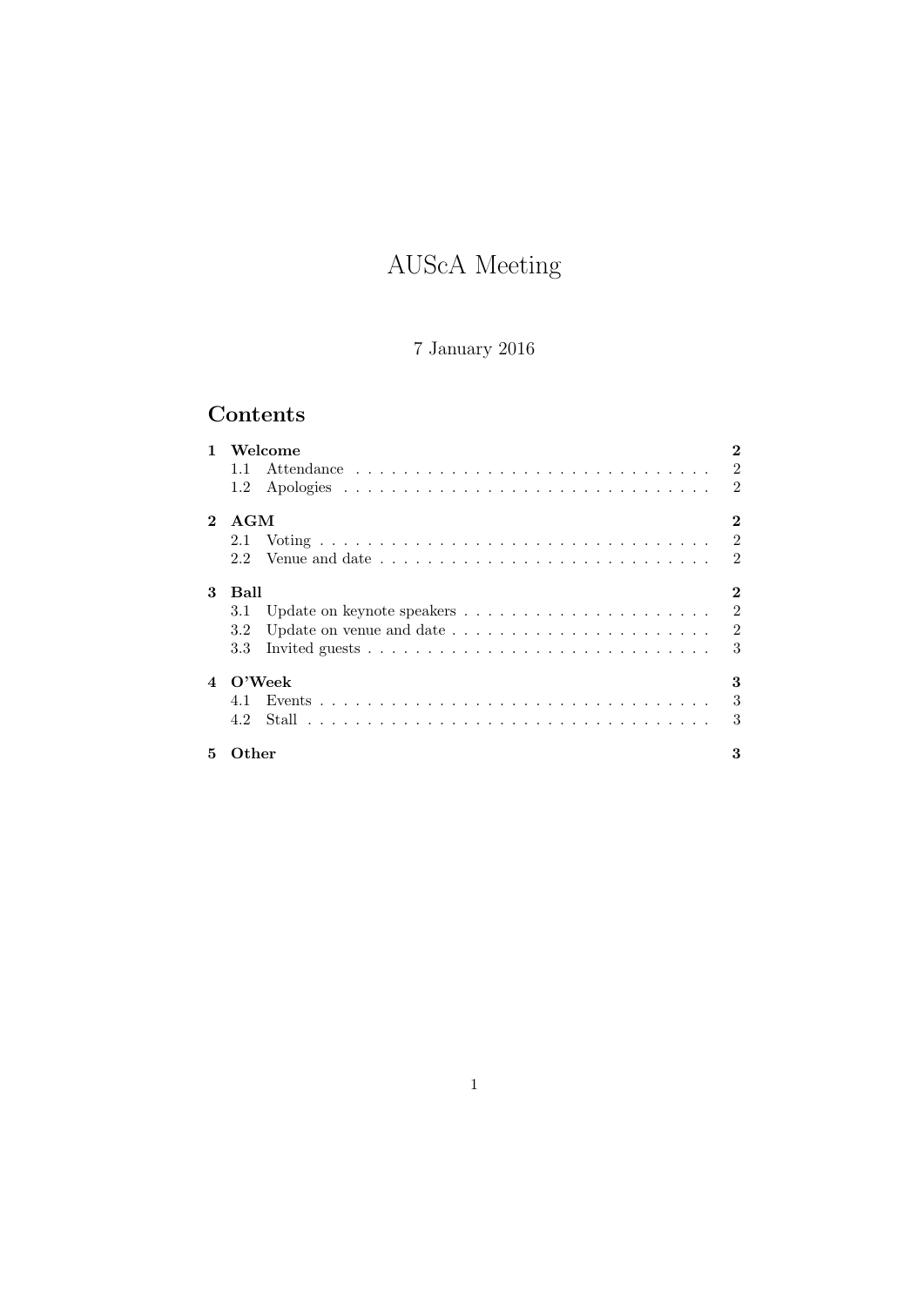# AUScA Meeting

7 January 2016

## Contents

**1 Welcome** **2**
- 1.1 Attendance . . . . . . . . . . . . . . . . . . . . . . . . . . . . . . . 2
- 1.2 Apologies . . . . . . . . . . . . . . . . . . . . . . . . . . . . . . . . 2

**2 AGM** **2**
- 2.1 Voting . . . . . . . . . . . . . . . . . . . . . . . . . . . . . . . . . . 2
- 2.2 Venue and date . . . . . . . . . . . . . . . . . . . . . . . . . . . . 2

**3 Ball** **2**
- 3.1 Update on keynote speakers . . . . . . . . . . . . . . . . . . . . . 2
- 3.2 Update on venue and date . . . . . . . . . . . . . . . . . . . . . . 2
- 3.3 Invited guests . . . . . . . . . . . . . . . . . . . . . . . . . . . . . 3

**4 O'Week** **3**
- 4.1 Events . . . . . . . . . . . . . . . . . . . . . . . . . . . . . . . . . . 3
- 4.2 Stall . . . . . . . . . . . . . . . . . . . . . . . . . . . . . . . . . . . 3

**5 Other** **3**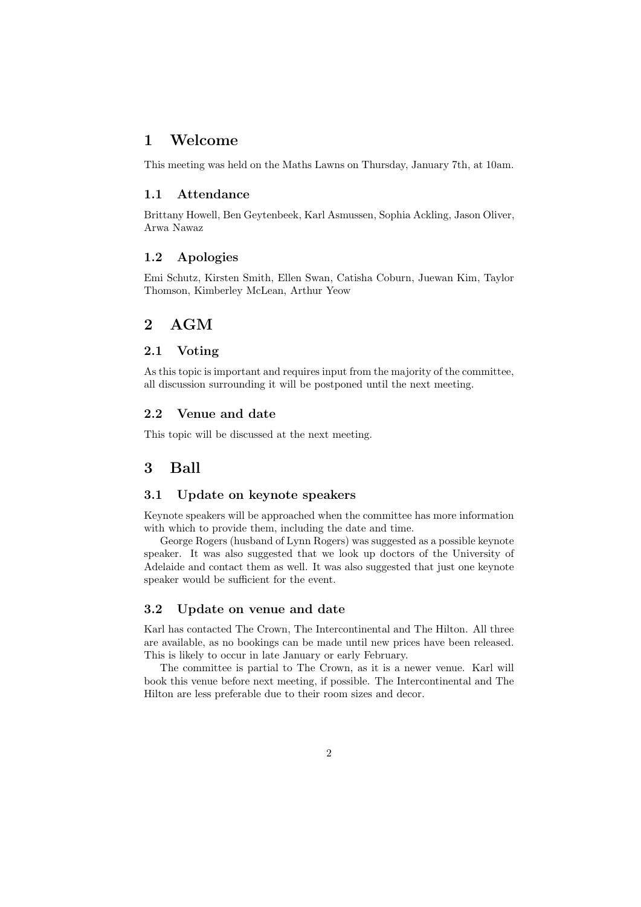# 1 Welcome

This meeting was held on the Maths Lawns on Thursday, January 7th, at 10am.

## 1.1 Attendance

Brittany Howell, Ben Geytenbeek, Karl Asmussen, Sophia Ackling, Jason Oliver, Arwa Nawaz

## 1.2 Apologies

Emi Schutz, Kirsten Smith, Ellen Swan, Catisha Coburn, Juewan Kim, Taylor Thomson, Kimberley McLean, Arthur Yeow

# 2 AGM

## 2.1 Voting

As this topic is important and requires input from the majority of the committee, all discussion surrounding it will be postponed until the next meeting.

## 2.2 Venue and date

This topic will be discussed at the next meeting.

# 3 Ball

## 3.1 Update on keynote speakers

Keynote speakers will be approached when the committee has more information with which to provide them, including the date and time.

George Rogers (husband of Lynn Rogers) was suggested as a possible keynote speaker. It was also suggested that we look up doctors of the University of Adelaide and contact them as well. It was also suggested that just one keynote speaker would be sufficient for the event.

## 3.2 Update on venue and date

Karl has contacted The Crown, The Intercontinental and The Hilton. All three are available, as no bookings can be made until new prices have been released. This is likely to occur in late January or early February.

The committee is partial to The Crown, as it is a newer venue. Karl will book this venue before next meeting, if possible. The Intercontinental and The Hilton are less preferable due to their room sizes and decor.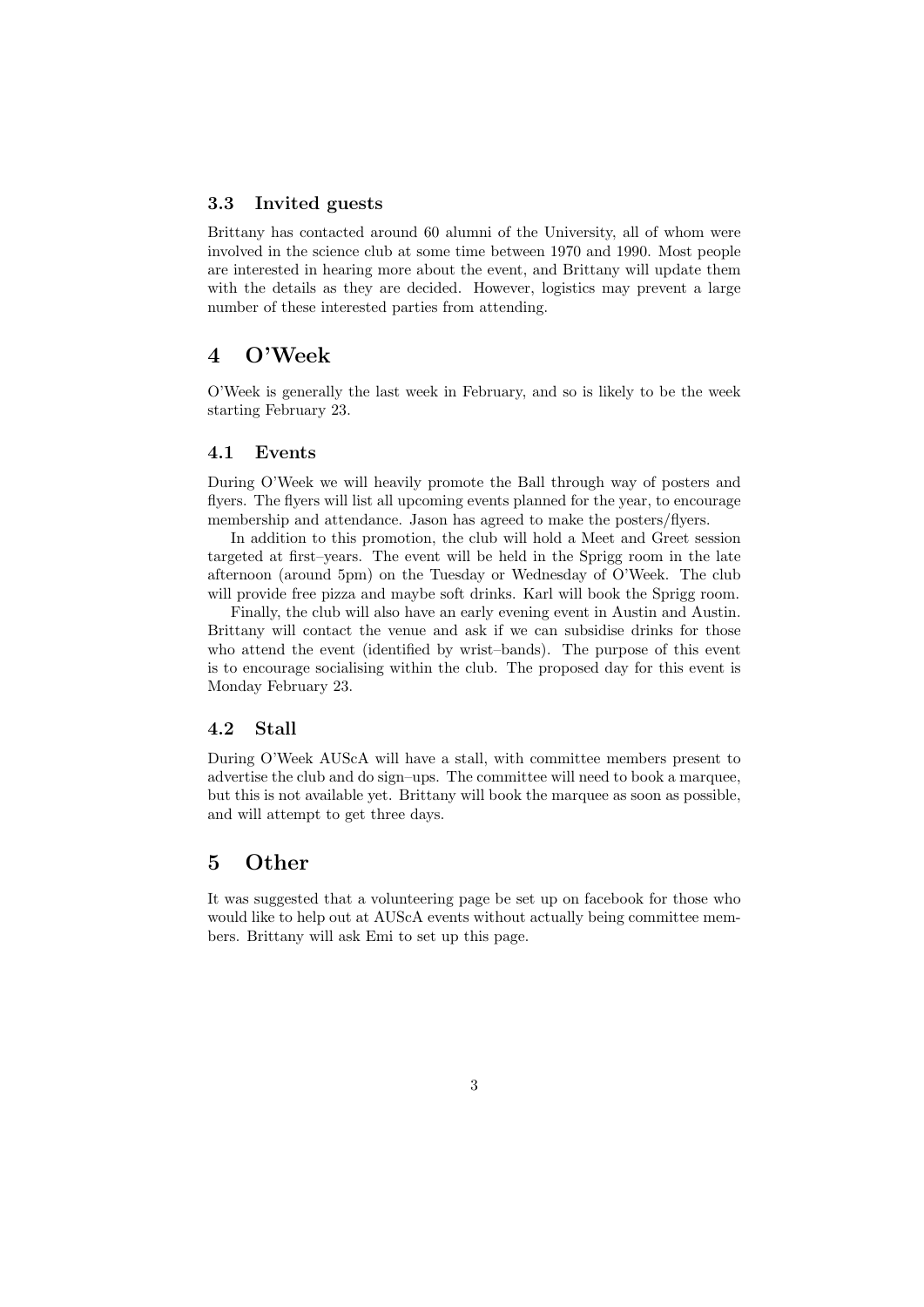### 3.3 Invited guests

Brittany has contacted around 60 alumni of the University, all of whom were involved in the science club at some time between 1970 and 1990. Most people are interested in hearing more about the event, and Brittany will update them with the details as they are decided. However, logistics may prevent a large number of these interested parties from attending.

## 4 O'Week

O'Week is generally the last week in February, and so is likely to be the week starting February 23.

### 4.1 Events

During O'Week we will heavily promote the Ball through way of posters and flyers. The flyers will list all upcoming events planned for the year, to encourage membership and attendance. Jason has agreed to make the posters/flyers.

In addition to this promotion, the club will hold a Meet and Greet session targeted at first–years. The event will be held in the Sprigg room in the late afternoon (around 5pm) on the Tuesday or Wednesday of O'Week. The club will provide free pizza and maybe soft drinks. Karl will book the Sprigg room.

Finally, the club will also have an early evening event in Austin and Austin. Brittany will contact the venue and ask if we can subsidise drinks for those who attend the event (identified by wrist–bands). The purpose of this event is to encourage socialising within the club. The proposed day for this event is Monday February 23.

### 4.2 Stall

During O'Week AUScA will have a stall, with committee members present to advertise the club and do sign–ups. The committee will need to book a marquee, but this is not available yet. Brittany will book the marquee as soon as possible, and will attempt to get three days.

## 5 Other

It was suggested that a volunteering page be set up on facebook for those who would like to help out at AUScA events without actually being committee members. Brittany will ask Emi to set up this page.